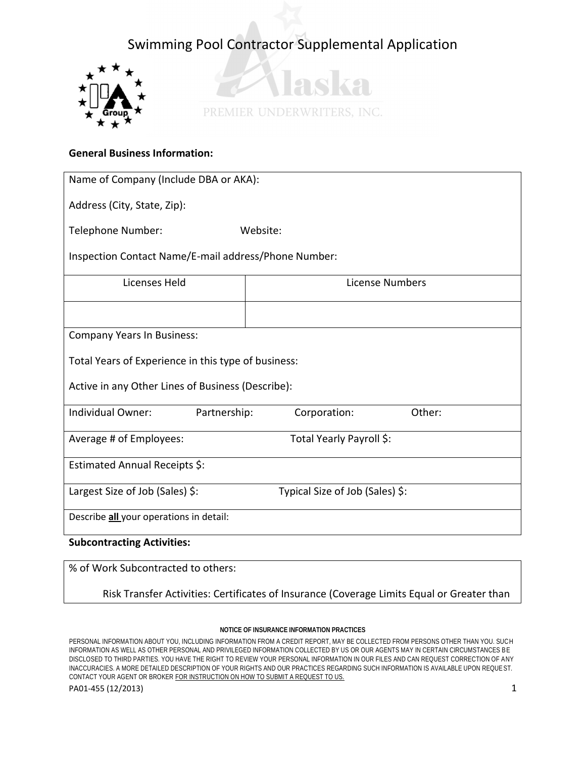# Swimming Pool Contractor Supplemental Application

Alaska

PREMIER UNDERWRITERS, INC.

**General Business Information:**

Name of Company (Include DBA or AKA):

Address (City, State, Zip):

Telephone Number: Website:

Inspection Contact Name/E-mail address/Phone Number:

| Licenses Held | License Numbers |
|---|---|
| | |

Company Years In Business:

Total Years of Experience in this type of business:

Active in any Other Lines of Business (Describe):

Individual Owner: Partnership: Corporation: Other:

Average # of Employees: Total Yearly Payroll $:

Estimated Annual Receipts $:

Largest Size of Job (Sales) $: Typical Size of Job (Sales) $:

Describe **all** your operations in detail:

**Subcontracting Activities:**

% of Work Subcontracted to others:

Risk Transfer Activities: Certificates of Insurance (Coverage Limits Equal or Greater than

**NOTICE OF INSURANCE INFORMATION PRACTICES**

PERSONAL INFORMATION ABOUT YOU, INCLUDING INFORMATION FROM A CREDIT REPORT, MAY BE COLLECTED FROM PERSONS OTHER THAN YOU. SUCH INFORMATION AS WELL AS OTHER PERSONAL AND PRIVILEGED INFORMATION COLLECTED BY US OR OUR AGENTS MAY IN CERTAIN CIRCUMSTANCES BE DISCLOSED TO THIRD PARTIES. YOU HAVE THE RIGHT TO REVIEW YOUR PERSONAL INFORMATION IN OUR FILES AND CAN REQUEST CORRECTION OF ANY INACCURACIES. A MORE DETAILED DESCRIPTION OF YOUR RIGHTS AND OUR PRACTICES REGARDING SUCH INFORMATION IS AVAILABLE UPON REQUEST. CONTACT YOUR AGENT OR BROKER FOR INSTRUCTION ON HOW TO SUBMIT A REQUEST TO US.

PA01-455 (12/2013)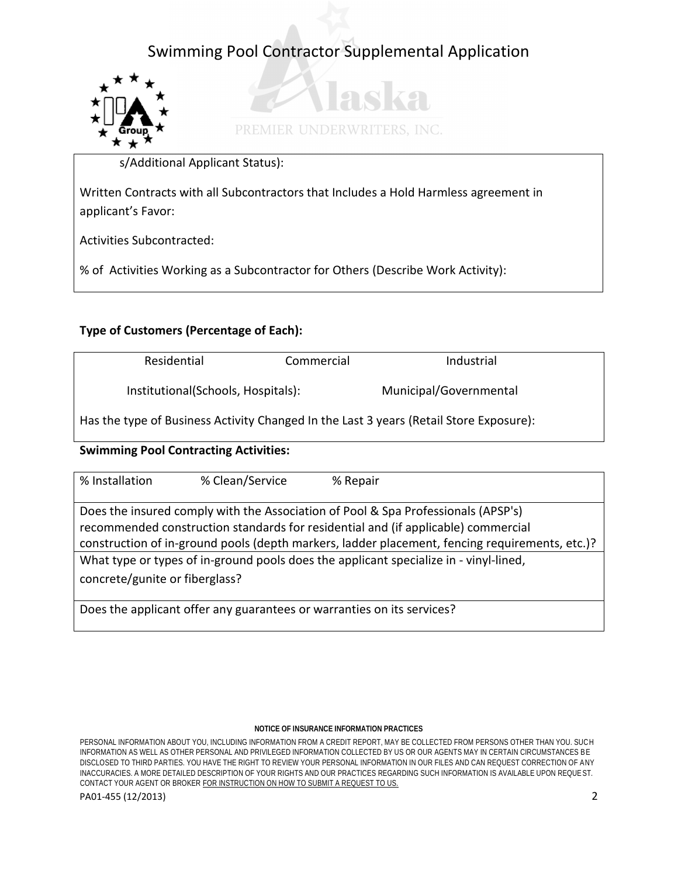# Swimming Pool Contractor Supplemental Application

PREMIER UNDERWRITERS, INC.

s/Additional Applicant Status):

Written Contracts with all Subcontractors that Includes a Hold Harmless agreement in applicant's Favor:

Activities Subcontracted:

% of Activities Working as a Subcontractor for Others (Describe Work Activity):

**Type of Customers (Percentage of Each):**

| Residential | Commercial | Industrial |
|---|---|---|
| Institutional(Schools, Hospitals): | | Municipal/Governmental |

Has the type of Business Activity Changed In the Last 3 years (Retail Store Exposure):

**Swimming Pool Contracting Activities:**

| % Installation | % Clean/Service | % Repair |
|---|---|---|

Does the insured comply with the Association of Pool & Spa Professionals (APSP's) recommended construction standards for residential and (if applicable) commercial construction of in-ground pools (depth markers, ladder placement, fencing requirements, etc.)?

What type or types of in-ground pools does the applicant specialize in - vinyl-lined, concrete/gunite or fiberglass?

Does the applicant offer any guarantees or warranties on its services?

**NOTICE OF INSURANCE INFORMATION PRACTICES**

PERSONAL INFORMATION ABOUT YOU, INCLUDING INFORMATION FROM A CREDIT REPORT, MAY BE COLLECTED FROM PERSONS OTHER THAN YOU. SUCH INFORMATION AS WELL AS OTHER PERSONAL AND PRIVILEGED INFORMATION COLLECTED BY US OR OUR AGENTS MAY IN CERTAIN CIRCUMSTANCES BE DISCLOSED TO THIRD PARTIES. YOU HAVE THE RIGHT TO REVIEW YOUR PERSONAL INFORMATION IN OUR FILES AND CAN REQUEST CORRECTION OF ANY INACCURACIES. A MORE DETAILED DESCRIPTION OF YOUR RIGHTS AND OUR PRACTICES REGARDING SUCH INFORMATION IS AVAILABLE UPON REQUEST. CONTACT YOUR AGENT OR BROKER FOR INSTRUCTION ON HOW TO SUBMIT A REQUEST TO US.

PA01-455 (12/2013)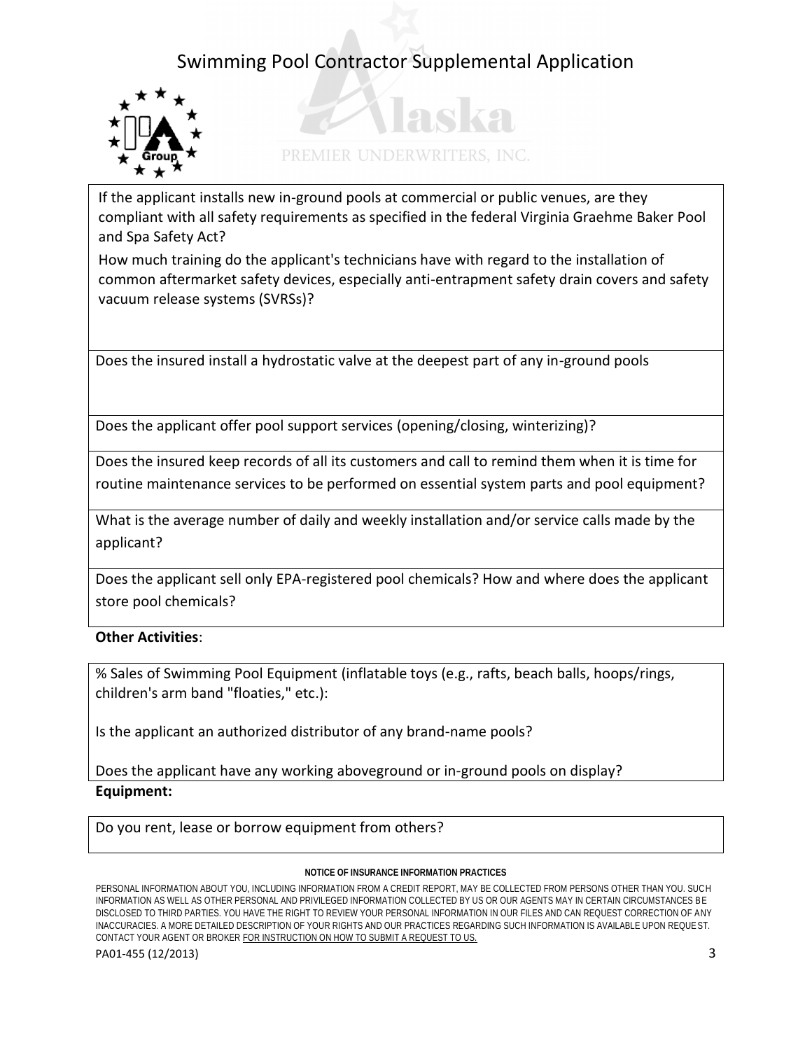# Swimming Pool Contractor Supplemental Application

PREMIER UNDERWRITERS, INC.

If the applicant installs new in-ground pools at commercial or public venues, are they compliant with all safety requirements as specified in the federal Virginia Graehme Baker Pool and Spa Safety Act?

How much training do the applicant's technicians have with regard to the installation of common aftermarket safety devices, especially anti-entrapment safety drain covers and safety vacuum release systems (SVRSs)?

Does the insured install a hydrostatic valve at the deepest part of any in-ground pools

Does the applicant offer pool support services (opening/closing, winterizing)?

Does the insured keep records of all its customers and call to remind them when it is time for routine maintenance services to be performed on essential system parts and pool equipment?

What is the average number of daily and weekly installation and/or service calls made by the applicant?

Does the applicant sell only EPA-registered pool chemicals? How and where does the applicant store pool chemicals?

**Other Activities**:

% Sales of Swimming Pool Equipment (inflatable toys (e.g., rafts, beach balls, hoops/rings, children's arm band "floaties," etc.):

Is the applicant an authorized distributor of any brand-name pools?

Does the applicant have any working aboveground or in-ground pools on display?

**Equipment:**

Do you rent, lease or borrow equipment from others?

**NOTICE OF INSURANCE INFORMATION PRACTICES**

PERSONAL INFORMATION ABOUT YOU, INCLUDING INFORMATION FROM A CREDIT REPORT, MAY BE COLLECTED FROM PERSONS OTHER THAN YOU. SUCH INFORMATION AS WELL AS OTHER PERSONAL AND PRIVILEGED INFORMATION COLLECTED BY US OR OUR AGENTS MAY IN CERTAIN CIRCUMSTANCES BE DISCLOSED TO THIRD PARTIES. YOU HAVE THE RIGHT TO REVIEW YOUR PERSONAL INFORMATION IN OUR FILES AND CAN REQUEST CORRECTION OF ANY INACCURACIES. A MORE DETAILED DESCRIPTION OF YOUR RIGHTS AND OUR PRACTICES REGARDING SUCH INFORMATION IS AVAILABLE UPON REQUEST. CONTACT YOUR AGENT OR BROKER FOR INSTRUCTION ON HOW TO SUBMIT A REQUEST TO US.

PA01-455 (12/2013)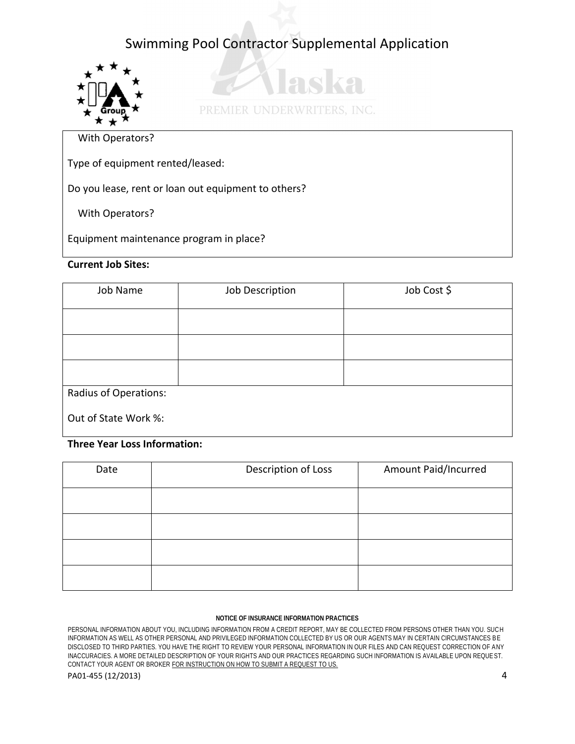# Swimming Pool Contractor Supplemental Application

PREMIER UNDERWRITERS, INC.

With Operators?

Type of equipment rented/leased:

Do you lease, rent or loan out equipment to others?

With Operators?

Equipment maintenance program in place?

**Current Job Sites:**

| Job Name | Job Description | Job Cost $ |
|---|---|---|
| | | |
| | | |
| | | |

Radius of Operations:

Out of State Work %:

**Three Year Loss Information:**

| Date | Description of Loss | Amount Paid/Incurred |
|---|---|---|
| | | |
| | | |
| | | |
| | | |

**NOTICE OF INSURANCE INFORMATION PRACTICES**

PERSONAL INFORMATION ABOUT YOU, INCLUDING INFORMATION FROM A CREDIT REPORT, MAY BE COLLECTED FROM PERSONS OTHER THAN YOU. SUCH INFORMATION AS WELL AS OTHER PERSONAL AND PRIVILEGED INFORMATION COLLECTED BY US OR OUR AGENTS MAY IN CERTAIN CIRCUMSTANCES BE DISCLOSED TO THIRD PARTIES. YOU HAVE THE RIGHT TO REVIEW YOUR PERSONAL INFORMATION IN OUR FILES AND CAN REQUEST CORRECTION OF ANY INACCURACIES. A MORE DETAILED DESCRIPTION OF YOUR RIGHTS AND OUR PRACTICES REGARDING SUCH INFORMATION IS AVAILABLE UPON REQUEST. CONTACT YOUR AGENT OR BROKER FOR INSTRUCTION ON HOW TO SUBMIT A REQUEST TO US.

PA01-455 (12/2013)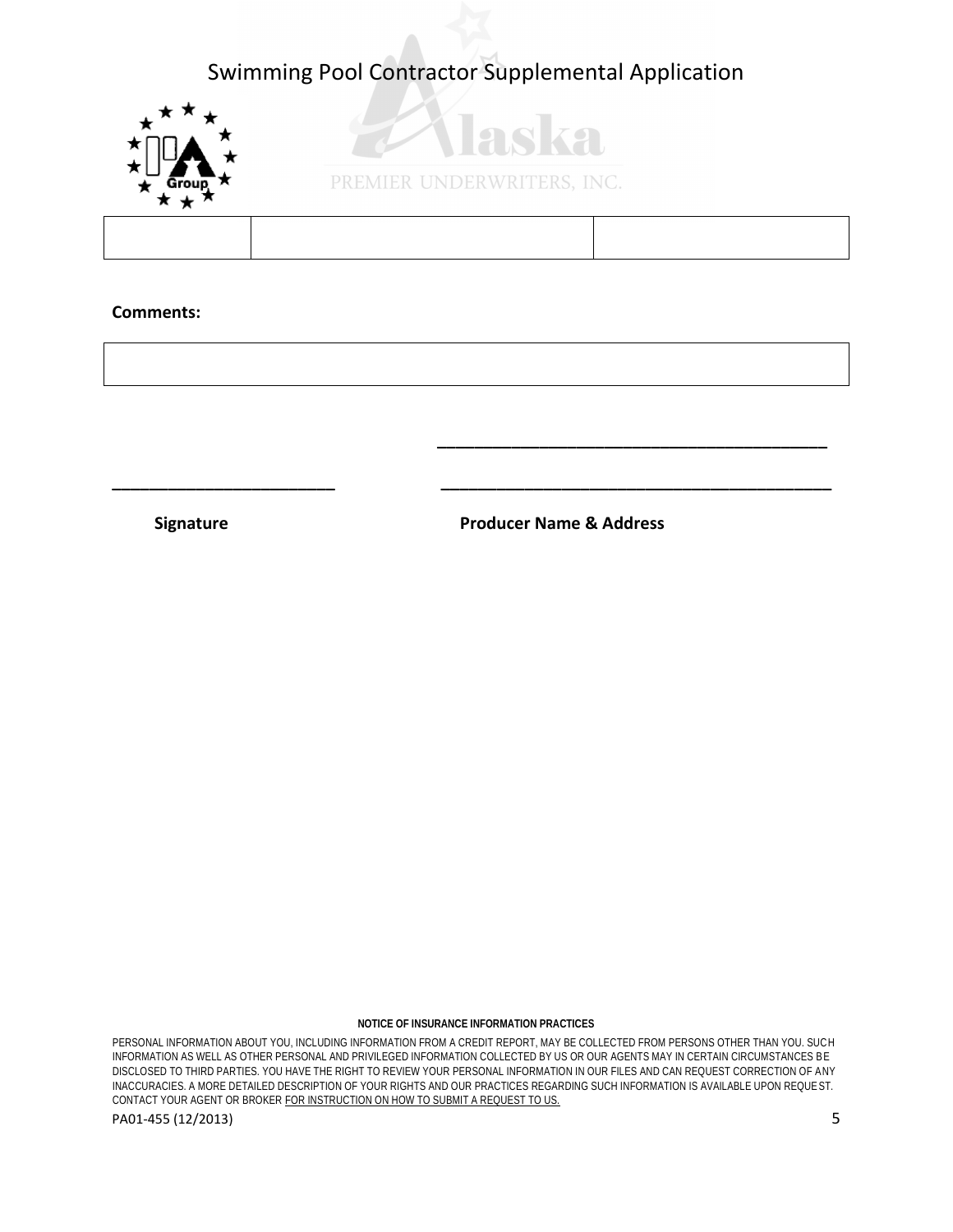# Swimming Pool Contractor Supplemental Application

Alaska

PREMIER UNDERWRITERS, INC.

| | | |
|---|---|---|
| | | |

**Comments:**

| |
|---|
| |

\_\_\_\_\_\_\_\_\_\_\_\_\_\_\_\_\_\_\_\_\_\_\_\_\_\_\_\_\_\_\_\_\_\_\_\_\_\_\_\_\_\_\_\_

\_\_\_\_\_\_\_\_\_\_\_\_\_\_\_\_\_\_\_\_\_\_\_\_\_ \_\_\_\_\_\_\_\_\_\_\_\_\_\_\_\_\_\_\_\_\_\_\_\_\_\_\_\_\_\_\_\_\_\_\_\_\_\_\_\_\_\_\_\_

**Signature** **Producer Name & Address**

**NOTICE OF INSURANCE INFORMATION PRACTICES**

PERSONAL INFORMATION ABOUT YOU, INCLUDING INFORMATION FROM A CREDIT REPORT, MAY BE COLLECTED FROM PERSONS OTHER THAN YOU. SUCH INFORMATION AS WELL AS OTHER PERSONAL AND PRIVILEGED INFORMATION COLLECTED BY US OR OUR AGENTS MAY IN CERTAIN CIRCUMSTANCES BE DISCLOSED TO THIRD PARTIES. YOU HAVE THE RIGHT TO REVIEW YOUR PERSONAL INFORMATION IN OUR FILES AND CAN REQUEST CORRECTION OF ANY INACCURACIES. A MORE DETAILED DESCRIPTION OF YOUR RIGHTS AND OUR PRACTICES REGARDING SUCH INFORMATION IS AVAILABLE UPON REQUEST. CONTACT YOUR AGENT OR BROKER FOR INSTRUCTION ON HOW TO SUBMIT A REQUEST TO US.

PA01-455 (12/2013)